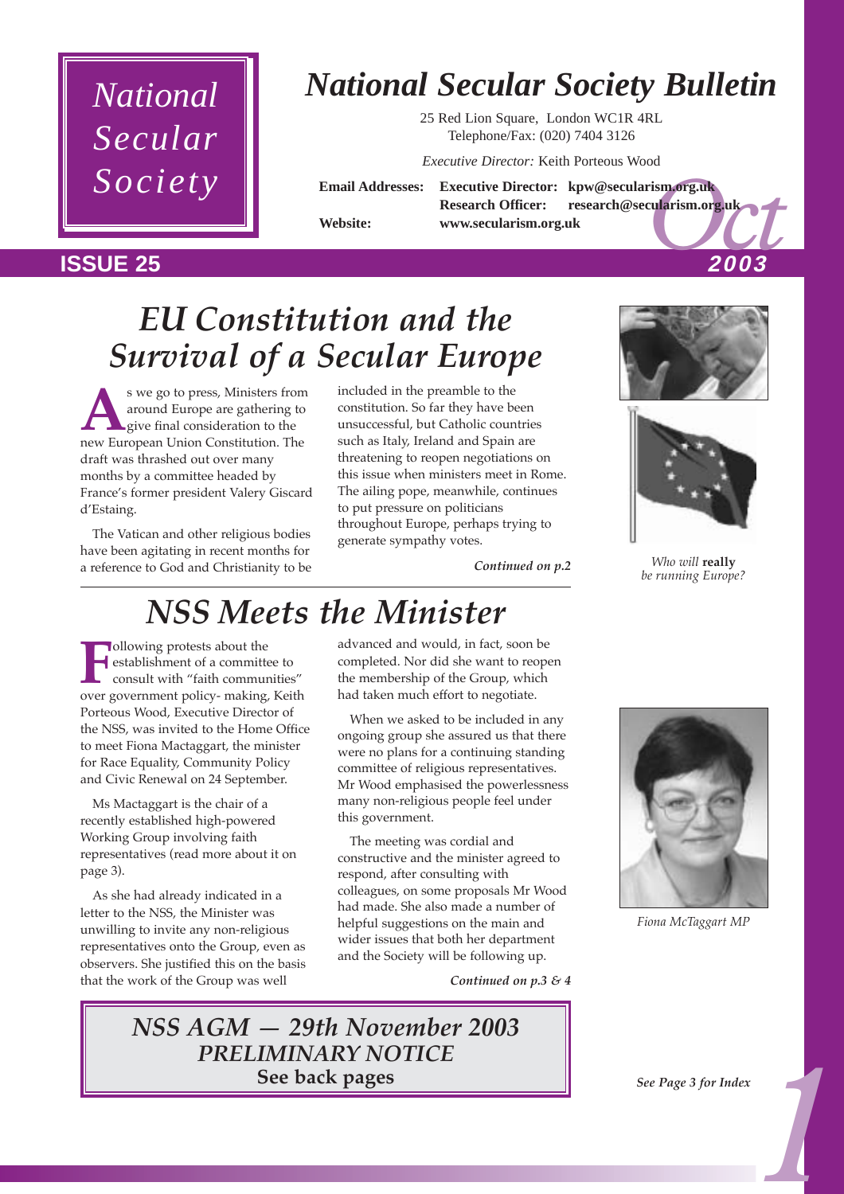# National Secular Society Bulletin

National Secular Society

25 Red Lion Square, London WC1R 4RL
Telephone/Fax: (020) 7404 3126

*Executive Director:* Keith Porteous Wood

**Email Addresses:** **Executive Director: kpw@secularism.org.uk**
**Research Officer: research@secularism.org.uk**
**Website: www.secularism.org.uk**

**ISSUE 25** *Oct* **2003**

## *EU Constitution and the Survival of a Secular Europe*

As we go to press, Ministers from around Europe are gathering to give final consideration to the new European Union Constitution. The draft was thrashed out over many months by a committee headed by France's former president Valery Giscard d'Estaing.

The Vatican and other religious bodies have been agitating in recent months for a reference to God and Christianity to be included in the preamble to the constitution. So far they have been unsuccessful, but Catholic countries such as Italy, Ireland and Spain are threatening to reopen negotiations on this issue when ministers meet in Rome. The ailing pope, meanwhile, continues to put pressure on politicians throughout Europe, perhaps trying to generate sympathy votes.

***Continued on p.2***

*Who will* **really** *be running Europe?*

## *NSS Meets the Minister*

Following protests about the establishment of a committee to consult with "faith communities" over government policy- making, Keith Porteous Wood, Executive Director of the NSS, was invited to the Home Office to meet Fiona Mactaggart, the minister for Race Equality, Community Policy and Civic Renewal on 24 September.

Ms Mactaggart is the chair of a recently established high-powered Working Group involving faith representatives (read more about it on page 3).

As she had already indicated in a letter to the NSS, the Minister was unwilling to invite any non-religious representatives onto the Group, even as observers. She justified this on the basis that the work of the Group was well advanced and would, in fact, soon be completed. Nor did she want to reopen the membership of the Group, which had taken much effort to negotiate.

When we asked to be included in any ongoing group she assured us that there were no plans for a continuing standing committee of religious representatives. Mr Wood emphasised the powerlessness many non-religious people feel under this government.

The meeting was cordial and constructive and the minister agreed to respond, after consulting with colleagues, on some proposals Mr Wood had made. She also made a number of helpful suggestions on the main and wider issues that both her department and the Society will be following up.

***Continued on p.3 & 4***

*Fiona McTaggart MP*

## *NSS AGM — 29th November 2003*
### *PRELIMINARY NOTICE*
**See back pages**

***See Page 3 for Index***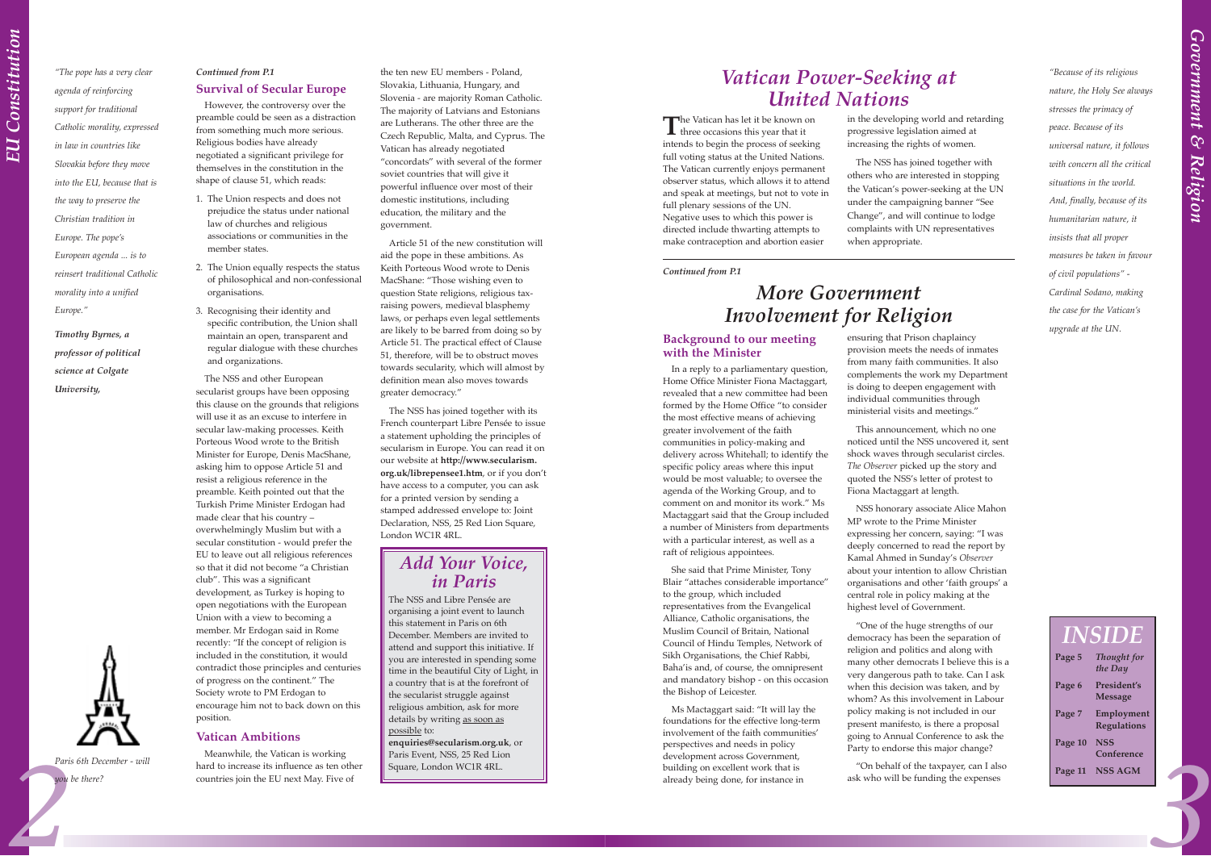*"The pope has a very clear agenda of reinforcing support for traditional Catholic morality, expressed in law in countries like Slovakia before they move into the EU, because that is the way to preserve the Christian tradition in Europe. The pope's European agenda ... is to reinsert traditional Catholic morality into a unified Europe."*

***Timothy Byrnes, a professor of political science at Colgate University,***

*Continued from P.1*

### Survival of Secular Europe

However, the controversy over the preamble could be seen as a distraction from something much more serious. Religious bodies have already negotiated a significant privilege for themselves in the constitution in the shape of clause 51, which reads:

1. The Union respects and does not prejudice the status under national law of churches and religious associations or communities in the member states.
2. The Union equally respects the status of philosophical and non-confessional organisations.
3. Recognising their identity and specific contribution, the Union shall maintain an open, transparent and regular dialogue with these churches and organizations.

The NSS and other European secularist groups have been opposing this clause on the grounds that religions will use it as an excuse to interfere in secular law-making processes. Keith Porteous Wood wrote to the British Minister for Europe, Denis MacShane, asking him to oppose Article 51 and resist a religious reference in the preamble. Keith pointed out that the Turkish Prime Minister Erdogan had made clear that his country – overwhelmingly Muslim but with a secular constitution - would prefer the EU to leave out all religious references so that it did not become "a Christian club". This was a significant development, as Turkey is hoping to open negotiations with the European Union with a view to becoming a member. Mr Erdogan said in Rome recently: "If the concept of religion is included in the constitution, it would contradict those principles and centuries of progress on the continent." The Society wrote to PM Erdogan to encourage him not to back down on this position.

### Vatican Ambitions

Meanwhile, the Vatican is working hard to increase its influence as ten other countries join the EU next May. Five of the ten new EU members - Poland, Slovakia, Lithuania, Hungary, and Slovenia - are majority Roman Catholic. The majority of Latvians and Estonians are Lutherans. The other three are the Czech Republic, Malta, and Cyprus. The Vatican has already negotiated "concordats" with several of the former soviet countries that will give it powerful influence over most of their domestic institutions, including education, the military and the government.

Article 51 of the new constitution will aid the pope in these ambitions. As Keith Porteous Wood wrote to Denis MacShane: "Those wishing even to question State religions, religious tax-raising powers, medieval blasphemy laws, or perhaps even legal settlements are likely to be barred from doing so by Article 51. The practical effect of Clause 51, therefore, will be to obstruct moves towards secularity, which will almost by definition mean also moves towards greater democracy."

The NSS has joined together with its French counterpart Libre Pensée to issue a statement upholding the principles of secularism in Europe. You can read it on our website at **http://www.secularism.org.uk/librepensee1.htm**, or if you don't have access to a computer, you can ask for a printed version by sending a stamped addressed envelope to: Joint Declaration, NSS, 25 Red Lion Square, London WC1R 4RL.

## *Add Your Voice, in Paris*

The NSS and Libre Pensée are organising a joint event to launch this statement in Paris on 6th December. Members are invited to attend and support this initiative. If you are interested in spending some time in the beautiful City of Light, in a country that is at the forefront of the secularist struggle against religious ambition, ask for more details by writing as soon as possible to: **enquiries@secularism.org.uk**, or Paris Event, NSS, 25 Red Lion Square, London WC1R 4RL.

*Paris 6th December - will you be there?*

## *Vatican Power-Seeking at United Nations*

The Vatican has let it be known on three occasions this year that it intends to begin the process of seeking full voting status at the United Nations. The Vatican currently enjoys permanent observer status, which allows it to attend and speak at meetings, but not to vote in full plenary sessions of the UN. Negative uses to which this power is directed include thwarting attempts to make contraception and abortion easier in the developing world and retarding progressive legislation aimed at increasing the rights of women.

The NSS has joined together with others who are interested in stopping the Vatican's power-seeking at the UN under the campaigning banner "See Change", and will continue to lodge complaints with UN representatives when appropriate.

*"Because of its religious nature, the Holy See always stresses the primacy of peace. Because of its universal nature, it follows with concern all the critical situations in the world. And, finally, because of its humanitarian nature, it insists that all proper measures be taken in favour of civil populations" - Cardinal Sodano, making the case for the Vatican's upgrade at the UN.*

*Continued from P.1*

## *More Government Involvement for Religion*

### Background to our meeting with the Minister

In a reply to a parliamentary question, Home Office Minister Fiona Mactaggart, revealed that a new committee had been formed by the Home Office "to consider the most effective means of achieving greater involvement of the faith communities in policy-making and delivery across Whitehall; to identify the specific policy areas where this input would be most valuable; to oversee the agenda of the Working Group, and to comment on and monitor its work." Ms Mactaggart said that the Group included a number of Ministers from departments with a particular interest, as well as a raft of religious appointees.

She said that Prime Minister, Tony Blair "attaches considerable importance" to the group, which included representatives from the Evangelical Alliance, Catholic organisations, the Muslim Council of Britain, National Council of Hindu Temples, Network of Sikh Organisations, the Chief Rabbi, Baha'is and, of course, the omnipresent and mandatory bishop - on this occasion the Bishop of Leicester.

Ms Mactaggart said: "It will lay the foundations for the effective long-term involvement of the faith communities' perspectives and needs in policy development across Government, building on excellent work that is already being done, for instance in ensuring that Prison chaplaincy provision meets the needs of inmates from many faith communities. It also complements the work my Department is doing to deepen engagement with individual communities through ministerial visits and meetings."

This announcement, which no one noticed until the NSS uncovered it, sent shock waves through secularist circles. *The Observer* picked up the story and quoted the NSS's letter of protest to Fiona Mactaggart at length.

NSS honorary associate Alice Mahon MP wrote to the Prime Minister expressing her concern, saying: "I was deeply concerned to read the report by Kamal Ahmed in Sunday's *Observer* about your intention to allow Christian organisations and other 'faith groups' a central role in policy making at the highest level of Government.

"One of the huge strengths of our democracy has been the separation of religion and politics and along with many other democrats I believe this is a very dangerous path to take. Can I ask when this decision was taken, and by whom? As this involvement in Labour policy making is not included in our present manifesto, is there a proposal going to Annual Conference to ask the Party to endorse this major change?

"On behalf of the taxpayer, can I also ask who will be funding the expenses

## *INSIDE*

| Page | Content |
|---|---|
| Page 5 | *Thought for the Day* |
| Page 6 | President's Message |
| Page 7 | Employment Regulations |
| Page 10 | NSS Conference |
| Page 11 | NSS AGM |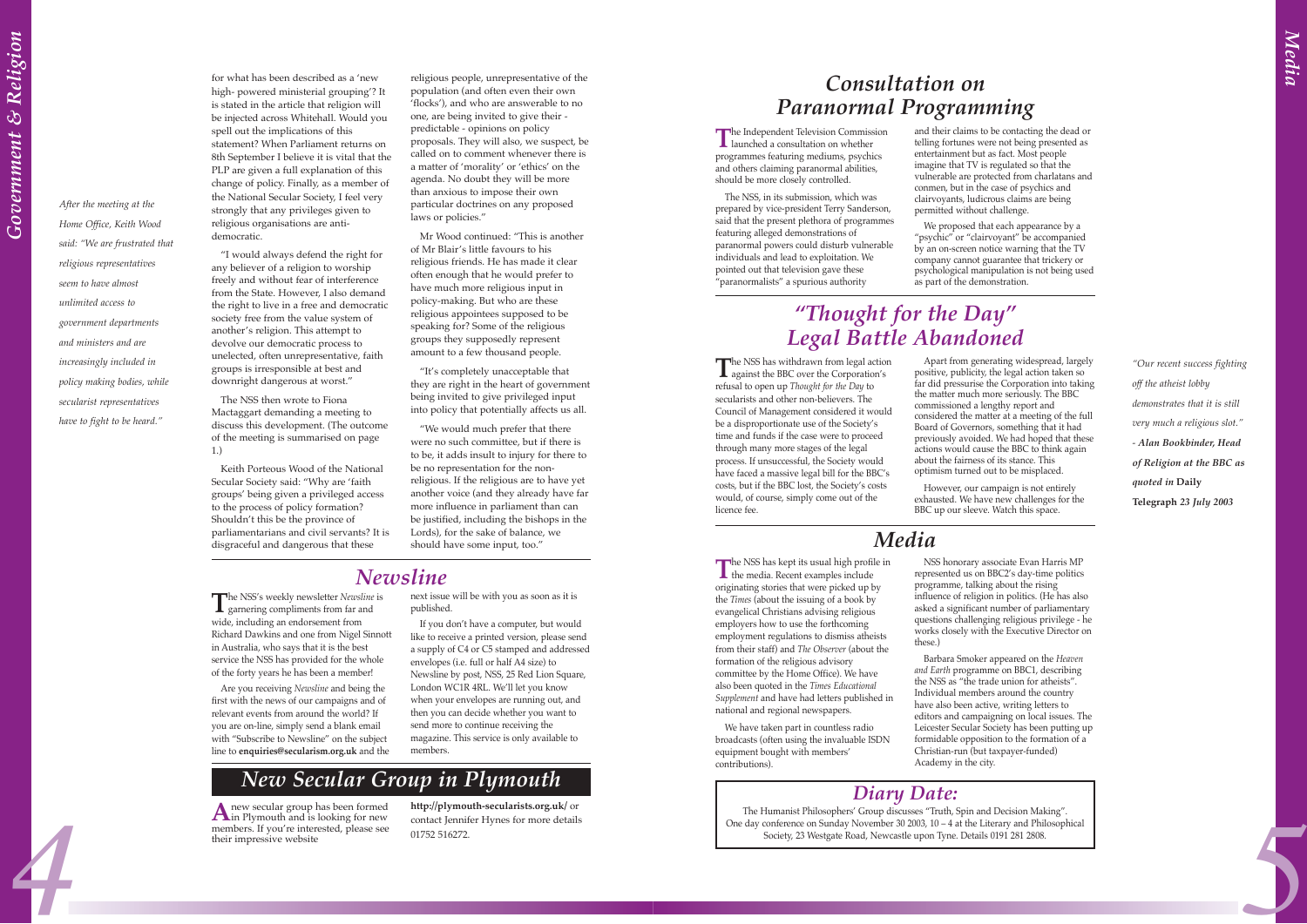for what has been described as a 'new high- powered ministerial grouping'? It is stated in the article that religion will be injected across Whitehall. Would you spell out the implications of this statement? When Parliament returns on 8th September I believe it is vital that the PLP are given a full explanation of this change of policy. Finally, as a member of the National Secular Society, I feel very strongly that any privileges given to religious organisations are anti-democratic.

"I would always defend the right for any believer of a religion to worship freely and without fear of interference from the State. However, I also demand the right to live in a free and democratic society free from the value system of another's religion. This attempt to devolve our democratic process to unelected, often unrepresentative, faith groups is irresponsible at best and downright dangerous at worst."

The NSS then wrote to Fiona Mactaggart demanding a meeting to discuss this development. (The outcome of the meeting is summarised on page 1.)

Keith Porteous Wood of the National Secular Society said: "Why are 'faith groups' being given a privileged access to the process of policy formation? Shouldn't this be the province of parliamentarians and civil servants? It is disgraceful and dangerous that these religious people, unrepresentative of the population (and often even their own 'flocks'), and who are answerable to no one, are being invited to give their - predictable - opinions on policy proposals. They will also, we suspect, be called on to comment whenever there is a matter of 'morality' or 'ethics' on the agenda. No doubt they will be more than anxious to impose their own particular doctrines on any proposed laws or policies."

Mr Wood continued: "This is another of Mr Blair's little favours to his religious friends. He has made it clear often enough that he would prefer to have much more religious input in policy-making. But who are these religious appointees supposed to be speaking for? Some of the religious groups they supposedly represent amount to a few thousand people.

"It's completely unacceptable that they are right in the heart of government being invited to give privileged input into policy that potentially affects us all.

"We would much prefer that there were no such committee, but if there is to be, it adds insult to injury for there to be no representation for the non-religious. If the religious are to have yet another voice (and they already have far more influence in parliament than can be justified, including the bishops in the Lords), for the sake of balance, we should have some input, too."

*After the meeting at the Home Office, Keith Wood said: "We are frustrated that religious representatives seem to have almost unlimited access to government departments and ministers and are increasingly included in policy making bodies, while secularist representatives have to fight to be heard."*

## Newsline

The NSS's weekly newsletter *Newsline* is garnering compliments from far and wide, including an endorsement from Richard Dawkins and one from Nigel Sinnott in Australia, who says that it is the best service the NSS has provided for the whole of the forty years he has been a member!

Are you receiving *Newsline* and being the first with the news of our campaigns and of relevant events from around the world? If you are on-line, simply send a blank email with "Subscribe to Newsline" on the subject line to **enquiries@secularism.org.uk** and the next issue will be with you as soon as it is published.

If you don't have a computer, but would like to receive a printed version, please send a supply of C4 or C5 stamped and addressed envelopes (i.e. full or half A4 size) to Newsline by post, NSS, 25 Red Lion Square, London WC1R 4RL. We'll let you know when your envelopes are running out, and then you can decide whether you want to send more to continue receiving the magazine. This service is only available to members.

## New Secular Group in Plymouth

A new secular group has been formed in Plymouth and is looking for new members. If you're interested, please see their impressive website **http://plymouth-secularists.org.uk/** or contact Jennifer Hynes for more details 01752 516272.

## Consultation on Paranormal Programming

The Independent Television Commission launched a consultation on whether programmes featuring mediums, psychics and others claiming paranormal abilities, should be more closely controlled.

The NSS, in its submission, which was prepared by vice-president Terry Sanderson, said that the present plethora of programmes featuring alleged demonstrations of paranormal powers could disturb vulnerable individuals and lead to exploitation. We pointed out that television gave these "paranormalists" a spurious authority and their claims to be contacting the dead or telling fortunes were not being presented as entertainment but as fact. Most people imagine that TV is regulated so that the vulnerable are protected from charlatans and conmen, but in the case of psychics and clairvoyants, ludicrous claims are being permitted without challenge.

We proposed that each appearance by a "psychic" or "clairvoyant" be accompanied by an on-screen notice warning that the TV company cannot guarantee that trickery or psychological manipulation is not being used as part of the demonstration.

## "Thought for the Day" Legal Battle Abandoned

The NSS has withdrawn from legal action against the BBC over the Corporation's refusal to open up *Thought for the Day* to secularists and other non-believers. The Council of Management considered it would be a disproportionate use of the Society's time and funds if the case were to proceed through many more stages of the legal process. If unsuccessful, the Society would have faced a massive legal bill for the BBC's costs, but if the BBC lost, the Society's costs would, of course, simply come out of the licence fee.

Apart from generating widespread, largely positive, publicity, the legal action taken so far did pressurise the Corporation into taking the matter much more seriously. The BBC commissioned a lengthy report and considered the matter at a meeting of the full Board of Governors, something that it had previously avoided. We had hoped that these actions would cause the BBC to think again about the fairness of its stance. This optimism turned out to be misplaced.

However, our campaign is not entirely exhausted. We have new challenges for the BBC up our sleeve. Watch this space.

*"Our recent success fighting off the atheist lobby demonstrates that it is still very much a religious slot." - Alan Bookbinder, Head of Religion at the BBC as quoted in* **Daily Telegraph** *23 July 2003*

## Media

The NSS has kept its usual high profile in the media. Recent examples include originating stories that were picked up by the *Times* (about the issuing of a book by evangelical Christians advising religious employers how to use the forthcoming employment regulations to dismiss atheists from their staff) and *The Observer* (about the formation of the religious advisory committee by the Home Office). We have also been quoted in the *Times Educational Supplement* and have had letters published in national and regional newspapers.

We have taken part in countless radio broadcasts (often using the invaluable ISDN equipment bought with members' contributions).

NSS honorary associate Evan Harris MP represented us on BBC2's day-time politics programme, talking about the rising influence of religion in politics. (He has also asked a significant number of parliamentary questions challenging religious privilege - he works closely with the Executive Director on these.)

Barbara Smoker appeared on the *Heaven and Earth* programme on BBC1, describing the NSS as "the trade union for atheists". Individual members around the country have also been active, writing letters to editors and campaigning on local issues. The Leicester Secular Society has been putting up formidable opposition to the formation of a Christian-run (but taxpayer-funded) Academy in the city.

## Diary Date:

The Humanist Philosophers' Group discusses "Truth, Spin and Decision Making". One day conference on Sunday November 30 2003, 10 – 4 at the Literary and Philosophical Society, 23 Westgate Road, Newcastle upon Tyne. Details 0191 281 2808.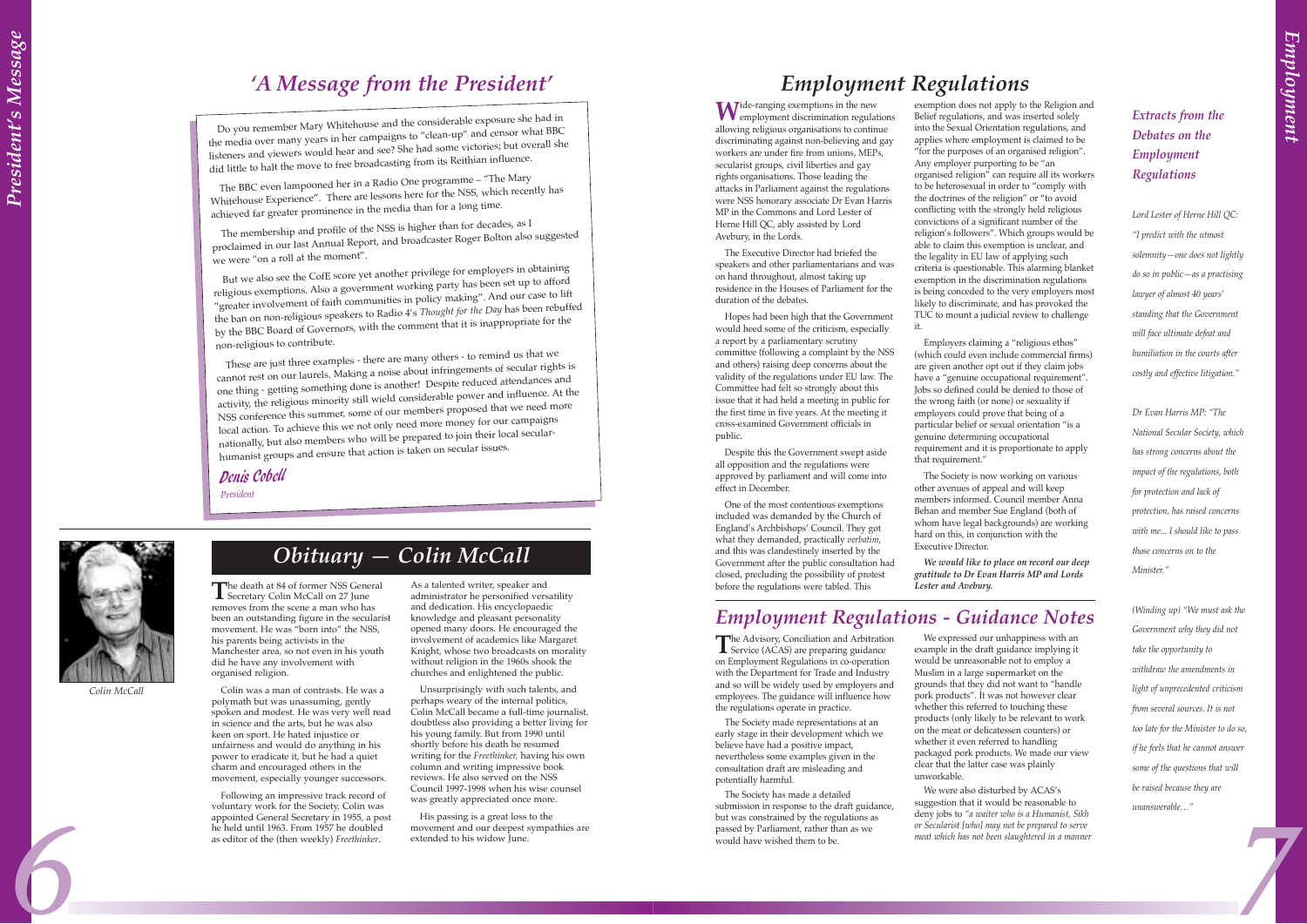# 'A Message from the President'

Do you remember Mary Whitehouse and the considerable exposure she had in the media over many years in her campaigns to "clean-up" and censor what BBC listeners and viewers would hear and see? She had some victories; but overall she did little to halt the move to free broadcasting from its Reithian influence.

The BBC even lampooned her in a Radio One programme – "The Mary Whitehouse Experience". There are lessons here for the NSS, which recently has achieved far greater prominence in the media than for a long time.

The membership and profile of the NSS is higher than for decades, as I proclaimed in our last Annual Report, and broadcaster Roger Bolton also suggested we were "on a roll at the moment".

But we also see the CofE score yet another privilege for employers in obtaining religious exemptions. Also a government working party has been set up to afford "greater involvement of faith communities in policy making". And our case to lift the ban on non-religious speakers to Radio 4's *Thought for the Day* has been rebuffed by the BBC Board of Governors, with the comment that it is inappropriate for the non-religious to contribute.

These are just three examples - there are many others - to remind us that we cannot rest on our laurels. Making a noise about infringements of secular rights is one thing - getting something done is another! Despite reduced attendances and activity, the religious minority still wield considerable power and influence. At the NSS conference this summer, some of our members proposed that we need more local action. To achieve this we not only need more money for our campaigns nationally, but also members who will be prepared to join their local secular-humanist groups and ensure that action is taken on secular issues.

*Denis Cobell*

*President*

# Obituary — Colin McCall

Colin McCall

The death at 84 of former NSS General Secretary Colin McCall on 27 June removes from the scene a man who has been an outstanding figure in the secularist movement. He was "born into" the NSS, his parents being activists in the Manchester area, so not even in his youth did he have any involvement with organised religion.

Colin was a man of contrasts. He was a polymath but was unassuming, gently spoken and modest. He was very well read in science and the arts, but he was also keen on sport. He hated injustice or unfairness and would do anything in his power to eradicate it, but he had a quiet charm and encouraged others in the movement, especially younger successors.

Following an impressive track record of voluntary work for the Society, Colin was appointed General Secretary in 1955, a post he held until 1963. From 1957 he doubled as editor of the (then weekly) *Freethinker*.

As a talented writer, speaker and administrator he personified versatility and dedication. His encyclopaedic knowledge and pleasant personality opened many doors. He encouraged the involvement of academics like Margaret Knight, whose two broadcasts on morality without religion in the 1960s shook the churches and enlightened the public.

Unsurprisingly with such talents, and perhaps weary of the internal politics, Colin McCall became a full-time journalist, doubtless also providing a better living for his young family. But from 1990 until shortly before his death he resumed writing for the *Freethinker*, having his own column and writing impressive book reviews. He also served on the NSS Council 1997-1998 when his wise counsel was greatly appreciated once more.

His passing is a great loss to the movement and our deepest sympathies are extended to his widow June.

# Employment Regulations

Wide-ranging exemptions in the new employment discrimination regulations allowing religious organisations to continue discriminating against non-believing and gay workers are under fire from unions, MEPs, secularist groups, civil liberties and gay rights organisations. Those leading the attacks in Parliament against the regulations were NSS honorary associate Dr Evan Harris MP in the Commons and Lord Lester of Herne Hill QC, ably assisted by Lord Avebury, in the Lords.

The Executive Director had briefed the speakers and other parliamentarians and was on hand throughout, almost taking up residence in the Houses of Parliament for the duration of the debates.

Hopes had been high that the Government would heed some of the criticism, especially a report by a parliamentary scrutiny committee (following a complaint by the NSS and others) raising deep concerns about the validity of the regulations under EU law. The Committee had felt so strongly about this issue that it had held a meeting in public for the first time in five years. At the meeting it cross-examined Government officials in public.

Despite this the Government swept aside all opposition and the regulations were approved by parliament and will come into effect in December.

One of the most contentious exemptions included was demanded by the Church of England's Archbishops' Council. They got what they demanded, practically *verbatim*, and this was clandestinely inserted by the Government after the public consultation had closed, precluding the possibility of protest before the regulations were tabled. This exemption does not apply to the Religion and Belief regulations, and was inserted solely into the Sexual Orientation regulations, and applies where employment is claimed to be "for the purposes of an organised religion". Any employer purporting to be "an organised religion" can require all its workers to be heterosexual in order to "comply with the doctrines of the religion" or "to avoid conflicting with the strongly held religious convictions of a significant number of the religion's followers". Which groups would be able to claim this exemption is unclear, and the legality in EU law of applying such criteria is questionable. This alarming blanket exemption in the discrimination regulations is being conceded to the very employers most likely to discriminate, and has provoked the TUC to mount a judicial review to challenge it.

Employers claiming a "religious ethos" (which could even include commercial firms) are given another opt out if they claim jobs have a "genuine occupational requirement". Jobs so defined could be denied to those of the wrong faith (or none) or sexuality if employers could prove that being of a particular belief or sexual orientation "is a genuine determining occupational requirement and it is proportionate to apply that requirement."

The Society is now working on various other avenues of appeal and will keep members informed. Council member Anna Behan and member Sue England (both of whom have legal backgrounds) are working hard on this, in conjunction with the Executive Director.

***We would like to place on record our deep gratitude to Dr Evan Harris MP and Lords Lester and Avebury.***

## Employment Regulations - Guidance Notes

The Advisory, Conciliation and Arbitration Service (ACAS) are preparing guidance on Employment Regulations in co-operation with the Department for Trade and Industry and so will be widely used by employers and employees. The guidance will influence how the regulations operate in practice.

The Society made representations at an early stage in their development which we believe have had a positive impact, nevertheless some examples given in the consultation draft are misleading and potentially harmful.

The Society has made a detailed submission in response to the draft guidance, but was constrained by the regulations as passed by Parliament, rather than as we would have wished them to be.

We expressed our unhappiness with an example in the draft guidance implying it would be unreasonable not to employ a Muslim in a large supermarket on the grounds that they did not want to "handle pork products". It was not however clear whether this referred to touching these products (only likely to be relevant to work on the meat or delicatessen counters) or whether it even referred to handling packaged pork products. We made our view clear that the latter case was plainly unworkable.

We were also disturbed by ACAS's suggestion that it would be reasonable to deny jobs to *"a waiter who is a Humanist, Sikh or Secularist [who] may not be prepared to serve meat which has not been slaughtered in a manner*

### *Extracts from the Debates on the Employment Regulations*

*Lord Lester of Herne Hill QC: "I predict with the utmost solemnity—one does not lightly do so in public—as a practising lawyer of almost 40 years' standing that the Government will face ultimate defeat and humiliation in the courts after costly and effective litigation."*

*Dr Evan Harris MP: "The National Secular Society, which has strong concerns about the impact of the regulations, both for protection and lack of protection, has raised concerns with me... I should like to pass those concerns on to the Minister."*

*(Winding up) "We must ask the Government why they did not take the opportunity to withdraw the amendments in light of unprecedented criticism from several sources. It is not too late for the Minister to do so, if he feels that he cannot answer some of the questions that will be raised because they are unanswerable…"*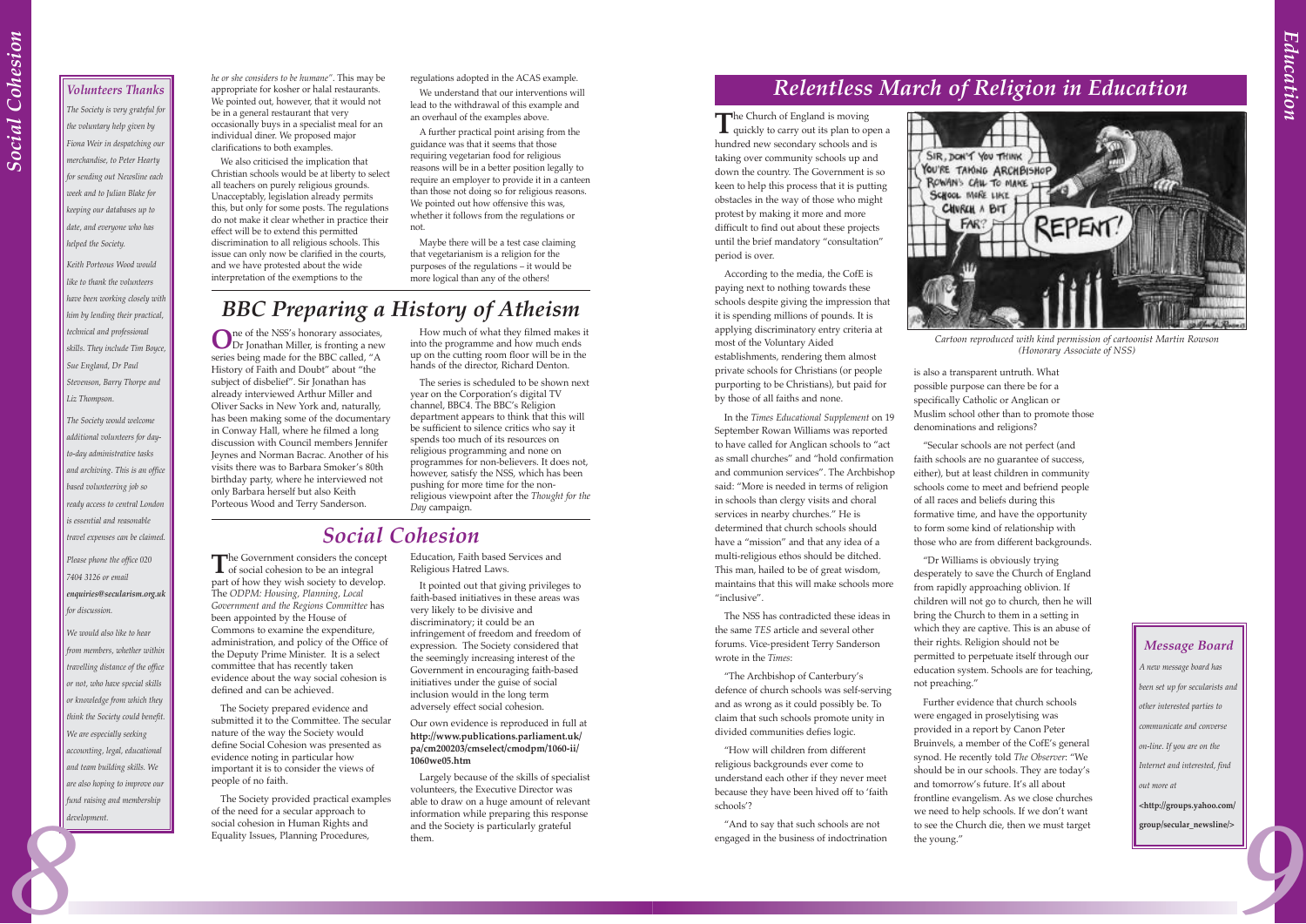### Volunteers Thanks

*The Society is very grateful for the voluntary help given by Fiona Weir in despatching our merchandise, to Peter Hearty for sending out Newsline each week and to Julian Blake for keeping our databases up to date, and everyone who has helped the Society.*

*Keith Porteous Wood would like to thank the volunteers have been working closely with him by lending their practical, technical and professional skills. They include Tim Boyce, Sue England, Dr Paul Stevenson, Barry Thorpe and Liz Thompson.*

*The Society would welcome additional volunteers for day-to-day administrative tasks and archiving. This is an office based volunteering job so ready access to central London is essential and reasonable travel expenses can be claimed.*

*Please phone the office 020 7404 3126 or email* ***enquiries@secularism.org.uk*** *for discussion.*

*We would also like to hear from members, whether within travelling distance of the office or not, who have special skills or knowledge from which they think the Society could benefit. We are especially seeking accounting, legal, educational and team building skills. We are also hoping to improve our fund raising and membership development.*

*he or she considers to be humane"*. This may be appropriate for kosher or halal restaurants. We pointed out, however, that it would not be in a general restaurant that very occasionally buys in a specialist meal for an individual diner. We proposed major clarifications to both examples.

We also criticised the implication that Christian schools would be at liberty to select all teachers on purely religious grounds. Unacceptably, legislation already permits this, but only for some posts. The regulations do not make it clear whether in practice their effect will be to extend this permitted discrimination to all religious schools. This issue can only now be clarified in the courts, and we have protested about the wide interpretation of the exemptions to the regulations adopted in the ACAS example.

We understand that our interventions will lead to the withdrawal of this example and an overhaul of the examples above.

A further practical point arising from the guidance was that it seems that those requiring vegetarian food for religious reasons will be in a better position legally to require an employer to provide it in a canteen than those not doing so for religious reasons. We pointed out how offensive this was, whether it follows from the regulations or not.

Maybe there will be a test case claiming that vegetarianism is a religion for the purposes of the regulations – it would be more logical than any of the others!

## BBC Preparing a History of Atheism

One of the NSS's honorary associates, Dr Jonathan Miller, is fronting a new series being made for the BBC called, "A History of Faith and Doubt" about "the subject of disbelief". Sir Jonathan has already interviewed Arthur Miller and Oliver Sacks in New York and, naturally, has been making some of the documentary in Conway Hall, where he filmed a long discussion with Council members Jennifer Jeynes and Norman Bacrac. Another of his visits there was to Barbara Smoker's 80th birthday party, where he interviewed not only Barbara herself but also Keith Porteous Wood and Terry Sanderson.

How much of what they filmed makes it into the programme and how much ends up on the cutting room floor will be in the hands of the director, Richard Denton.

The series is scheduled to be shown next year on the Corporation's digital TV channel, BBC4. The BBC's Religion department appears to think that this will be sufficient to silence critics who say it spends too much of its resources on religious programming and none on programmes for non-believers. It does not, however, satisfy the NSS, which has been pushing for more time for the non-religious viewpoint after the *Thought for the Day* campaign.

## Social Cohesion

The Government considers the concept of social cohesion to be an integral part of how they wish society to develop. The *ODPM: Housing, Planning, Local Government and the Regions Committee* has been appointed by the House of Commons to examine the expenditure, administration, and policy of the Office of the Deputy Prime Minister. It is a select committee that has recently taken evidence about the way social cohesion is defined and can be achieved.

The Society prepared evidence and submitted it to the Committee. The secular nature of the way the Society would define Social Cohesion was presented as evidence noting in particular how important it is to consider the views of people of no faith.

The Society provided practical examples of the need for a secular approach to social cohesion in Human Rights and Equality Issues, Planning Procedures, Education, Faith based Services and Religious Hatred Laws.

It pointed out that giving privileges to faith-based initiatives in these areas was very likely to be divisive and discriminatory; it could be an infringement of freedom and freedom of expression. The Society considered that the seemingly increasing interest of the Government in encouraging faith-based initiatives under the guise of social inclusion would in the long term adversely effect social cohesion.

Our own evidence is reproduced in full at **http://www.publications.parliament.uk/pa/cm200203/cmselect/cmodpm/1060-ii/1060we05.htm**

Largely because of the skills of specialist volunteers, the Executive Director was able to draw on a huge amount of relevant information while preparing this response and the Society is particularly grateful them.

## Relentless March of Religion in Education

The Church of England is moving quickly to carry out its plan to open a hundred new secondary schools and is taking over community schools up and down the country. The Government is so keen to help this process that it is putting obstacles in the way of those who might protest by making it more and more difficult to find out about these projects until the brief mandatory "consultation" period is over.

According to the media, the CofE is paying next to nothing towards these schools despite giving the impression that it is spending millions of pounds. It is applying discriminatory entry criteria at most of the Voluntary Aided establishments, rendering them almost private schools for Christians (or people purporting to be Christians), but paid for by those of all faiths and none.

In the *Times Educational Supplement* on 19 September Rowan Williams was reported to have called for Anglican schools to "act as small churches" and "hold confirmation and communion services". The Archbishop said: "More is needed in terms of religion in schools than clergy visits and choral services in nearby churches." He is determined that church schools should have a "mission" and that any idea of a multi-religious ethos should be ditched. This man, hailed to be of great wisdom, maintains that this will make schools more "inclusive".

The NSS has contradicted these ideas in the same *TES* article and several other forums. Vice-president Terry Sanderson wrote in the *Times*:

"The Archbishop of Canterbury's defence of church schools was self-serving and as wrong as it could possibly be. To claim that such schools promote unity in divided communities defies logic.

"How will children from different religious backgrounds ever come to understand each other if they never meet because they have been hived off to 'faith schools'?

"And to say that such schools are not engaged in the business of indoctrination is also a transparent untruth. What possible purpose can there be for a specifically Catholic or Anglican or Muslim school other than to promote those denominations and religions?

*Cartoon reproduced with kind permission of cartoonist Martin Rowson (Honorary Associate of NSS)*

"Secular schools are not perfect (and faith schools are no guarantee of success, either), but at least children in community schools come to meet and befriend people of all races and beliefs during this formative time, and have the opportunity to form some kind of relationship with those who are from different backgrounds.

"Dr Williams is obviously trying desperately to save the Church of England from rapidly approaching oblivion. If children will not go to church, then he will bring the Church to them in a setting in which they are captive. This is an abuse of their rights. Religion should not be permitted to perpetuate itself through our education system. Schools are for teaching, not preaching."

Further evidence that church schools were engaged in proselytising was provided in a report by Canon Peter Bruinvels, a member of the CofE's general synod. He recently told *The Observer*: "We should be in our schools. They are today's and tomorrow's future. It's all about frontline evangelism. As we close churches we need to help schools. If we don't want to see the Church die, then we must target the young."

### Message Board

*A new message board has been set up for secularists and other interested parties to communicate and converse on-line. If you are on the Internet and interested, find out more at* **<http://groups.yahoo.com/group/secular_newsline/>**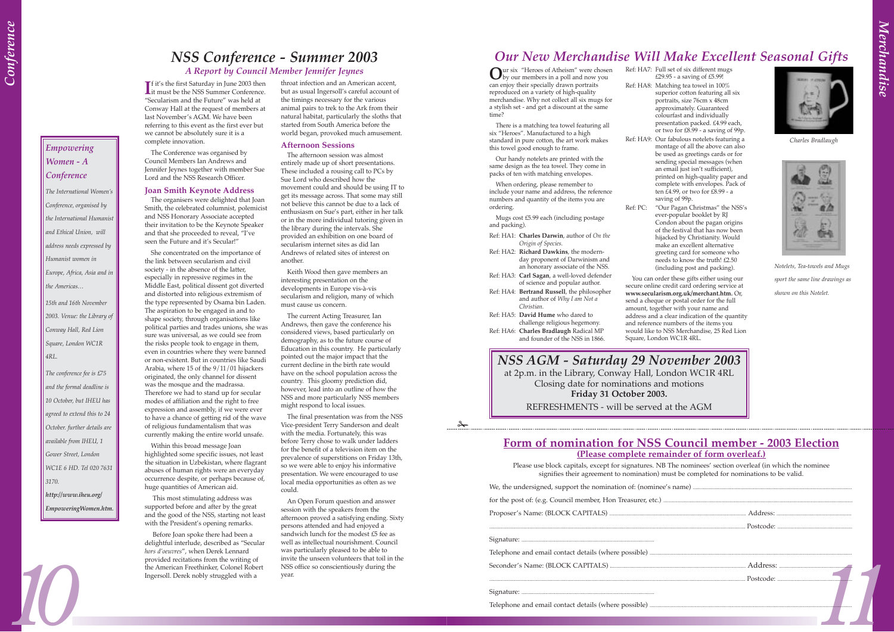# NSS Conference - Summer 2003

### *A Report by Council Member Jennifer Jeynes*

If it's the first Saturday in June 2003 then it must be the NSS Summer Conference. "Secularism and the Future" was held at Conway Hall at the request of members at last November's AGM. We have been referring to this event as the first ever but we cannot be absolutely sure it is a complete innovation.

The Conference was organised by Council Members Ian Andrews and Jennifer Jeynes together with member Sue Lord and the NSS Research Officer.

### Joan Smith Keynote Address

The organisers were delighted that Joan Smith, the celebrated columnist, polemicist and NSS Honorary Associate accepted their invitation to be the Keynote Speaker and that she proceeded to reveal, "I've seen the Future and it's Secular!"

She concentrated on the importance of the link between secularism and civil society - in the absence of the latter, especially in repressive regimes in the Middle East, political dissent got diverted and distorted into religious extremism of the type represented by Osama bin Laden. The aspiration to be engaged in and to shape society, through organisations like political parties and trades unions, she was sure was universal, as we could see from the risks people took to engage in them, even in countries where they were banned or non-existent. But in countries like Saudi Arabia, where 15 of the 9/11/01 hijackers originated, the only channel for dissent was the mosque and the madrassa. Therefore we had to stand up for secular modes of affiliation and the right to free expression and assembly, if we were ever to have a chance of getting rid of the wave of religious fundamentalism that was currently making the entire world unsafe.

Within this broad message Joan highlighted some specific issues, not least the situation in Uzbekistan, where flagrant abuses of human rights were an everyday occurrence despite, or perhaps because of, huge quantities of American aid.

This most stimulating address was supported before and after by the great and the good of the NSS, starting not least with the President's opening remarks.

Before Joan spoke there had been a delightful interlude, described as "Secular *hors d'oeuvres*", when Derek Lennard provided recitations from the writing of the American Freethinker, Colonel Robert Ingersoll. Derek nobly struggled with a throat infection and an American accent, but as usual Ingersoll's careful account of the timings necessary for the various animal pairs to trek to the Ark from their natural habitat, particularly the sloths that started from South America before the world began, provoked much amusement.

### Afternoon Sessions

The afternoon session was almost entirely made up of short presentations. These included a rousing call to PCs by Sue Lord who described how the movement could and should be using IT to get its message across. That some may still not believe this cannot be due to a lack of enthusiasm on Sue's part, either in her talk or in the more individual tutoring given in the library during the intervals. She provided an exhibition on one board of secularism internet sites as did Ian Andrews of related sites of interest on another.

Keith Wood then gave members an interesting presentation on the developments in Europe vis-à-vis secularism and religion, many of which must cause us concern.

The current Acting Treasurer, Ian Andrews, then gave the conference his considered views, based particularly on demography, as to the future course of Education in this country. He particularly pointed out the major impact that the current decline in the birth rate would have on the school population across the country. This gloomy prediction did, however, lead into an outline of how the NSS and more particularly NSS members might respond to local issues.

The final presentation was from the NSS Vice-president Terry Sanderson and dealt with the media. Fortunately, this was before Terry chose to walk under ladders for the benefit of a television item on the prevalence of superstitions on Friday 13th, so we were able to enjoy his informative presentation. We were encouraged to use local media opportunities as often as we could.

An Open Forum question and answer session with the speakers from the afternoon proved a satisfying ending. Sixty persons attended and had enjoyed a sandwich lunch for the modest £5 fee as well as intellectual nourishment. Council was particularly pleased to be able to invite the unseen volunteers that toil in the NSS office so conscientiously during the year.

## *Empowering Women - A Conference*

*The International Women's Conference, organised by the International Humanist and Ethical Union, will address needs expressed by Humanist women in Europe, Africa, Asia and in the Americas…*

*15th and 16th November 2003. Venue: the Library of Conway Hall, Red Lion Square, London WC1R 4RL.*

*The conference fee is £75 and the formal deadline is 10 October, but IHEU has agreed to extend this to 24 October. further details are available from IHEU, 1 Gower Street, London WC1E 6 HD. Tel 020 7631 3170.*

***http://www.iheu.org/EmpoweringWomen.htm.***

# Our New Merchandise Will Make Excellent Seasonal Gifts

Our six "Heroes of Atheism" were chosen by our members in a poll and now you can enjoy their specially drawn portraits reproduced on a variety of high-quality merchandise. Why not collect all six mugs for a stylish set - and get a discount at the same time?

There is a matching tea towel featuring all six "Heroes". Manufactured to a high standard in pure cotton, the art work makes this towel good enough to frame.

Our handy notelets are printed with the same design as the tea towel. They come in packs of ten with matching envelopes.

When ordering, please remember to include your name and address, the reference numbers and quantity of the items you are ordering.

Mugs cost £5.99 each (including postage and packing).

- Ref: HA1: **Charles Darwin**, author of *On the Origin of Species.*
- Ref: HA2: **Richard Dawkins**, the modern-day proponent of Darwinism and an honorary associate of the NSS.
- Ref: HA3: **Carl Sagan**, a well-loved defender of science and popular author.
- Ref: HA4: **Bertrand Russell**, the philosopher and author of *Why I am Not a Christian.*
- Ref: HA5: **David Hume** who dared to challenge religious hegemony.
- Ref: HA6: **Charles Bradlaugh** Radical MP and founder of the NSS in 1866.
- Ref: HA7: Full set of six different mugs £29.95 - a saving of £5.99!
- Ref: HA8: Matching tea towel in 100% superior cotton featuring all six portraits, size 76cm x 48cm approximately. Guaranteed colourfast and individually presentation packed. £4.99 each, or two for £8.99 - a saving of 99p.
- Ref: HA9: Our fabulous notelets featuring a montage of all the above can also be used as greetings cards or for sending special messages (when an email just isn't sufficient), printed on high-quality paper and complete with envelopes. Pack of ten £4.99, or two for £8.99 - a saving of 99p.
- Ref: PC: "Our Pagan Christmas" the NSS's ever-popular booklet by RJ Condon about the pagan origins of the festival that has now been hijacked by Christianity. Would make an excellent alternative greeting card for someone who needs to know the truth! £2.50 (including post and packing).

You can order these gifts either using our secure online credit card ordering service at **www.secularism.org.uk/merchant.htm.** Or, send a cheque or postal order for the full amount, together with your name and address and a clear indication of the quantity and reference numbers of the items you would like to NSS Merchandise, 25 Red Lion Square, London WC1R 4RL.

*Charles Bradlaugh*

*Notelets, Tea-towels and Mugs sport the same line drawings as shown on this Notelet.*

## *NSS AGM - Saturday 29 November 2003*

at 2p.m. in the Library, Conway Hall, London WC1R 4RL
Closing date for nominations and motions
**Friday 31 October 2003.**
REFRESHMENTS - will be served at the AGM

## Form of nomination for NSS Council member - 2003 Election

**(Please complete remainder of form overleaf.)**

Please use block capitals, except for signatures. NB The nominees' section overleaf (in which the nominee signifies their agreement to nomination) must be completed for nominations to be valid.

We, the undersigned, support the nomination of: (nominee's name) ..........

for the post of: (e.g. Council member, Hon Treasurer, etc.) ..........

Proposer's Name: (BLOCK CAPITALS) .......... Address: ..........

.......... Postcode: ..........

Signature: ..........

Telephone and email contact details (where possible) ..........

Seconder's Name: (BLOCK CAPITALS) .......... Address: ..........

.......... Postcode: ..........

Signature: ..........

Telephone and email contact details (where possible) ..........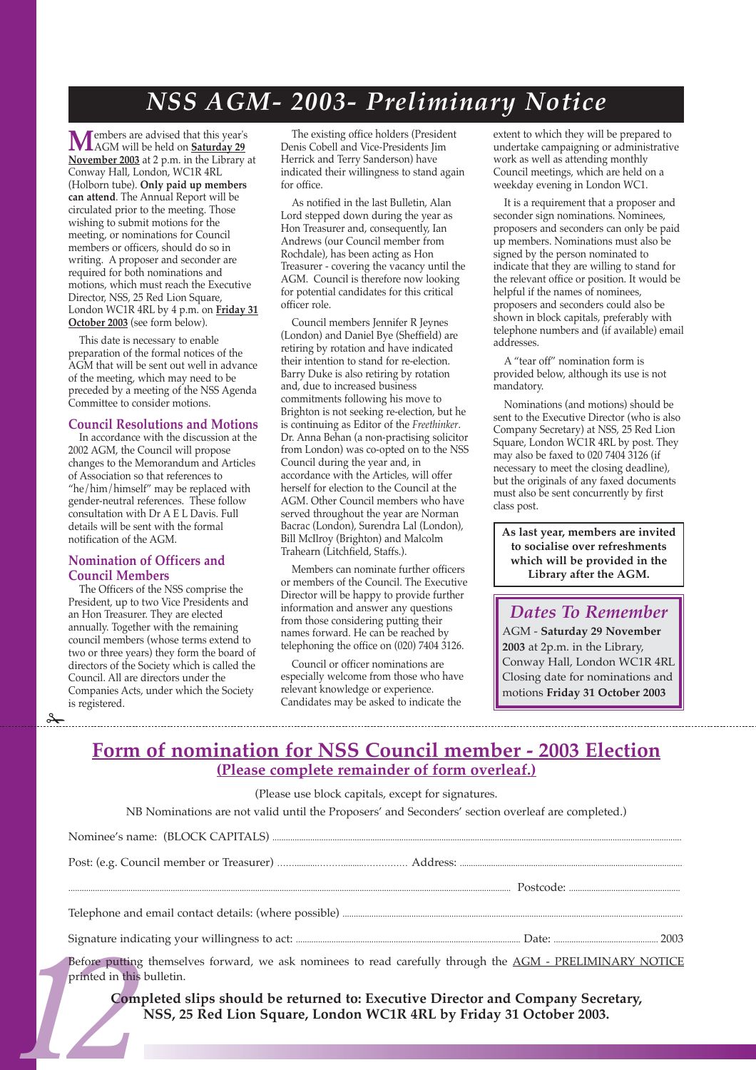# NSS AGM- 2003- Preliminary Notice

Members are advised that this year's AGM will be held on **Saturday 29 November 2003** at 2 p.m. in the Library at Conway Hall, London, WC1R 4RL (Holborn tube). **Only paid up members can attend**. The Annual Report will be circulated prior to the meeting. Those wishing to submit motions for the meeting, or nominations for Council members or officers, should do so in writing. A proposer and seconder are required for both nominations and motions, which must reach the Executive Director, NSS, 25 Red Lion Square, London WC1R 4RL by 4 p.m. on **Friday 31 October 2003** (see form below).

This date is necessary to enable preparation of the formal notices of the AGM that will be sent out well in advance of the meeting, which may need to be preceded by a meeting of the NSS Agenda Committee to consider motions.

### Council Resolutions and Motions

In accordance with the discussion at the 2002 AGM, the Council will propose changes to the Memorandum and Articles of Association so that references to "he/him/himself" may be replaced with gender-neutral references. These follow consultation with Dr A E L Davis. Full details will be sent with the formal notification of the AGM.

### Nomination of Officers and Council Members

The Officers of the NSS comprise the President, up to two Vice Presidents and an Hon Treasurer. They are elected annually. Together with the remaining council members (whose terms extend to two or three years) they form the board of directors of the Society which is called the Council. All are directors under the Companies Acts, under which the Society is registered.

The existing office holders (President Denis Cobell and Vice-Presidents Jim Herrick and Terry Sanderson) have indicated their willingness to stand again for office.

As notified in the last Bulletin, Alan Lord stepped down during the year as Hon Treasurer and, consequently, Ian Andrews (our Council member from Rochdale), has been acting as Hon Treasurer - covering the vacancy until the AGM. Council is therefore now looking for potential candidates for this critical officer role.

Council members Jennifer R Jeynes (London) and Daniel Bye (Sheffield) are retiring by rotation and have indicated their intention to stand for re-election. Barry Duke is also retiring by rotation and, due to increased business commitments following his move to Brighton is not seeking re-election, but he is continuing as Editor of the *Freethinker*. Dr. Anna Behan (a non-practising solicitor from London) was co-opted on to the NSS Council during the year and, in accordance with the Articles, will offer herself for election to the Council at the AGM. Other Council members who have served throughout the year are Norman Bacrac (London), Surendra Lal (London), Bill McIlroy (Brighton) and Malcolm Trahearn (Litchfield, Staffs.).

Members can nominate further officers or members of the Council. The Executive Director will be happy to provide further information and answer any questions from those considering putting their names forward. He can be reached by telephoning the office on (020) 7404 3126.

Council or officer nominations are especially welcome from those who have relevant knowledge or experience. Candidates may be asked to indicate the extent to which they will be prepared to undertake campaigning or administrative work as well as attending monthly Council meetings, which are held on a weekday evening in London WC1.

It is a requirement that a proposer and seconder sign nominations. Nominees, proposers and seconders can only be paid up members. Nominations must also be signed by the person nominated to indicate that they are willing to stand for the relevant office or position. It would be helpful if the names of nominees, proposers and seconders could also be shown in block capitals, preferably with telephone numbers and (if available) email addresses.

A "tear off" nomination form is provided below, although its use is not mandatory.

Nominations (and motions) should be sent to the Executive Director (who is also Company Secretary) at NSS, 25 Red Lion Square, London WC1R 4RL by post. They may also be faxed to 020 7404 3126 (if necessary to meet the closing deadline), but the originals of any faxed documents must also be sent concurrently by first class post.

**As last year, members are invited to socialise over refreshments which will be provided in the Library after the AGM.**

### *Dates To Remember*

AGM - **Saturday 29 November 2003** at 2p.m. in the Library, Conway Hall, London WC1R 4RL
Closing date for nominations and motions **Friday 31 October 2003**

---

## Form of nomination for NSS Council member - 2003 Election

**(Please complete remainder of form overleaf.)**

(Please use block capitals, except for signatures.

NB Nominations are not valid until the Proposers' and Seconders' section overleaf are completed.)

Nominee's name: (BLOCK CAPITALS) ..............................

Post: (e.g. Council member or Treasurer) .............................. Address: ..............................

.............................. Postcode: ..............................

Telephone and email contact details: (where possible) ..............................

Signature indicating your willingness to act: .............................. Date: .............................. 2003

Before putting themselves forward, we ask nominees to read carefully through the AGM - PRELIMINARY NOTICE printed in this bulletin.

**Completed slips should be returned to: Executive Director and Company Secretary, NSS, 25 Red Lion Square, London WC1R 4RL by Friday 31 October 2003.**